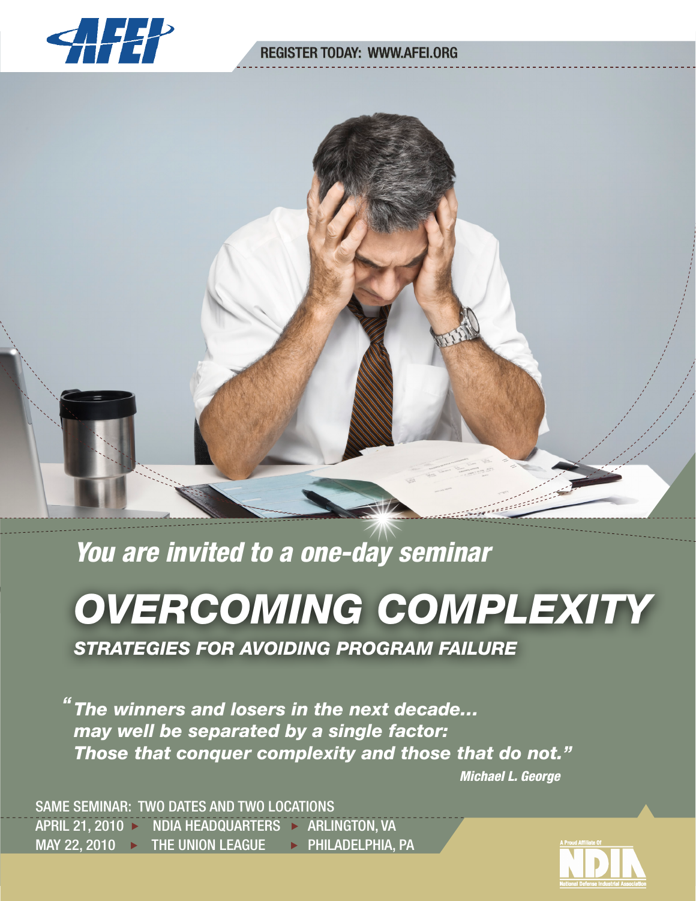AFEI

REGISTER TODAY: WWW.AFEI.ORG

*You are invited to a one-day seminar*

# *OVERCOMING COMPLEXITY*

## *STRATEGIES FOR AVOIDING PROGRAM FAILURE*

> *"The winners and losers in the next decade... may well be separated by a single factor: Those that conquer complexity and those that do not."*
>
> ***Michael L. George***

SAME SEMINAR: TWO DATES AND TWO LOCATIONS

APRIL 21, 2010 ▸ NDIA HEADQUARTERS ▸ ARLINGTON, VA

MAY 22, 2010 ▸ THE UNION LEAGUE ▸ PHILADELPHIA, PA

A Proud Affiliate Of NDIA National Defense Industrial Association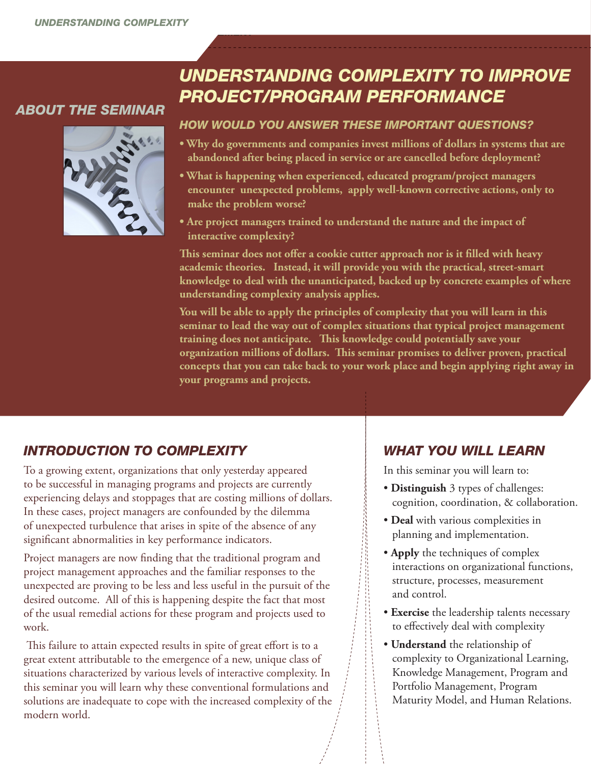# UNDERSTANDING COMPLEXITY TO IMPROVE PROJECT/PROGRAM PERFORMANCE

## ABOUT THE SEMINAR

### HOW WOULD YOU ANSWER THESE IMPORTANT QUESTIONS?

- **Why do governments and companies invest millions of dollars in systems that are abandoned after being placed in service or are cancelled before deployment?**
- **What is happening when experienced, educated program/project managers encounter unexpected problems, apply well-known corrective actions, only to make the problem worse?**
- **Are project managers trained to understand the nature and the impact of interactive complexity?**

**This seminar does not offer a cookie cutter approach nor is it filled with heavy academic theories. Instead, it will provide you with the practical, street-smart knowledge to deal with the unanticipated, backed up by concrete examples of where understanding complexity analysis applies.**

**You will be able to apply the principles of complexity that you will learn in this seminar to lead the way out of complex situations that typical project management training does not anticipate. This knowledge could potentially save your organization millions of dollars. This seminar promises to deliver proven, practical concepts that you can take back to your work place and begin applying right away in your programs and projects.**

## INTRODUCTION TO COMPLEXITY

To a growing extent, organizations that only yesterday appeared to be successful in managing programs and projects are currently experiencing delays and stoppages that are costing millions of dollars. In these cases, project managers are confounded by the dilemma of unexpected turbulence that arises in spite of the absence of any significant abnormalities in key performance indicators.

Project managers are now finding that the traditional program and project management approaches and the familiar responses to the unexpected are proving to be less and less useful in the pursuit of the desired outcome. All of this is happening despite the fact that most of the usual remedial actions for these program and projects used to work.

This failure to attain expected results in spite of great effort is to a great extent attributable to the emergence of a new, unique class of situations characterized by various levels of interactive complexity. In this seminar you will learn why these conventional formulations and solutions are inadequate to cope with the increased complexity of the modern world.

## WHAT YOU WILL LEARN

In this seminar you will learn to:

- **Distinguish** 3 types of challenges: cognition, coordination, & collaboration.
- **Deal** with various complexities in planning and implementation.
- **Apply** the techniques of complex interactions on organizational functions, structure, processes, measurement and control.
- **Exercise** the leadership talents necessary to effectively deal with complexity
- **Understand** the relationship of complexity to Organizational Learning, Knowledge Management, Program and Portfolio Management, Program Maturity Model, and Human Relations.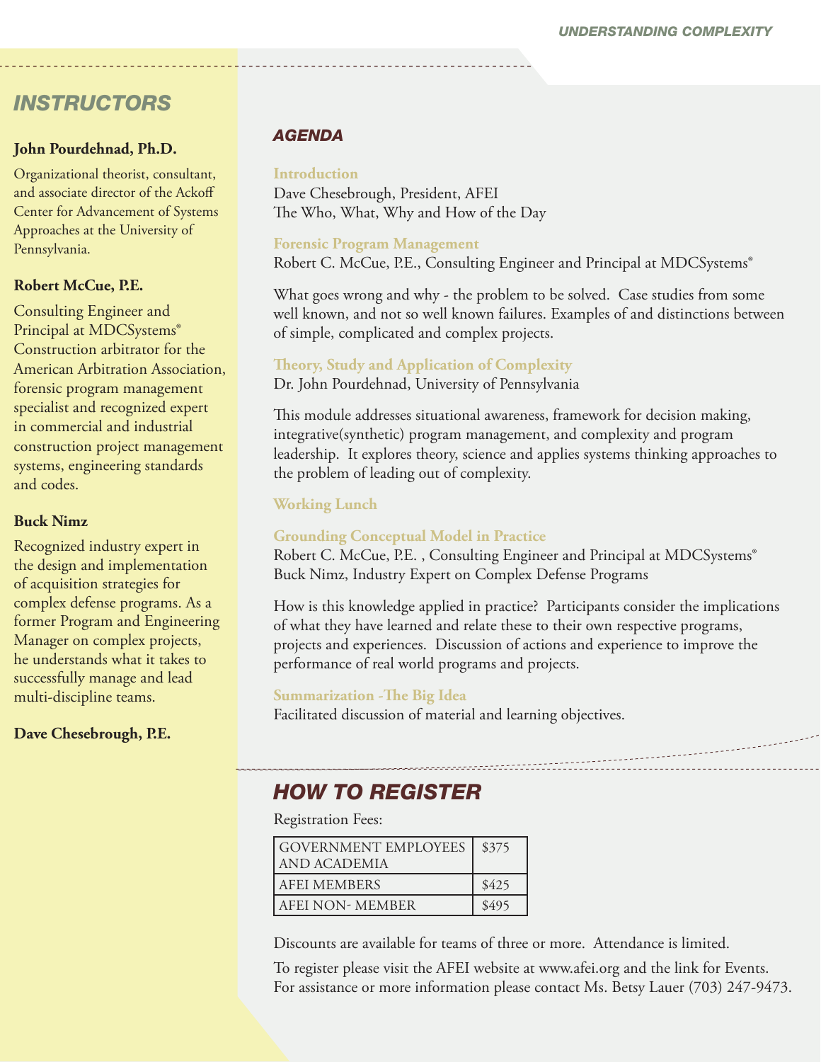## INSTRUCTORS

**John Pourdehnad, Ph.D.**

Organizational theorist, consultant, and associate director of the Ackoff Center for Advancement of Systems Approaches at the University of Pennsylvania.

**Robert McCue, P.E.**

Consulting Engineer and Principal at MDCSystems® Construction arbitrator for the American Arbitration Association, forensic program management specialist and recognized expert in commercial and industrial construction project management systems, engineering standards and codes.

**Buck Nimz**

Recognized industry expert in the design and implementation of acquisition strategies for complex defense programs. As a former Program and Engineering Manager on complex projects, he understands what it takes to successfully manage and lead multi-discipline teams.

**Dave Chesebrough, P.E.**

## AGENDA

**Introduction**
Dave Chesebrough, President, AFEI
The Who, What, Why and How of the Day

**Forensic Program Management**
Robert C. McCue, P.E., Consulting Engineer and Principal at MDCSystems®

What goes wrong and why - the problem to be solved. Case studies from some well known, and not so well known failures. Examples of and distinctions between of simple, complicated and complex projects.

**Theory, Study and Application of Complexity**
Dr. John Pourdehnad, University of Pennsylvania

This module addresses situational awareness, framework for decision making, integrative(synthetic) program management, and complexity and program leadership. It explores theory, science and applies systems thinking approaches to the problem of leading out of complexity.

**Working Lunch**

**Grounding Conceptual Model in Practice**
Robert C. McCue, P.E. , Consulting Engineer and Principal at MDCSystems®
Buck Nimz, Industry Expert on Complex Defense Programs

How is this knowledge applied in practice? Participants consider the implications of what they have learned and relate these to their own respective programs, projects and experiences. Discussion of actions and experience to improve the performance of real world programs and projects.

**Summarization -The Big Idea**
Facilitated discussion of material and learning objectives.

## HOW TO REGISTER

Registration Fees:

| | |
|---|---|
| GOVERNMENT EMPLOYEES AND ACADEMIA | $375 |
| AFEI MEMBERS | $425 |
| AFEI NON- MEMBER | $495 |

Discounts are available for teams of three or more. Attendance is limited.

To register please visit the AFEI website at www.afei.org and the link for Events. For assistance or more information please contact Ms. Betsy Lauer (703) 247-9473.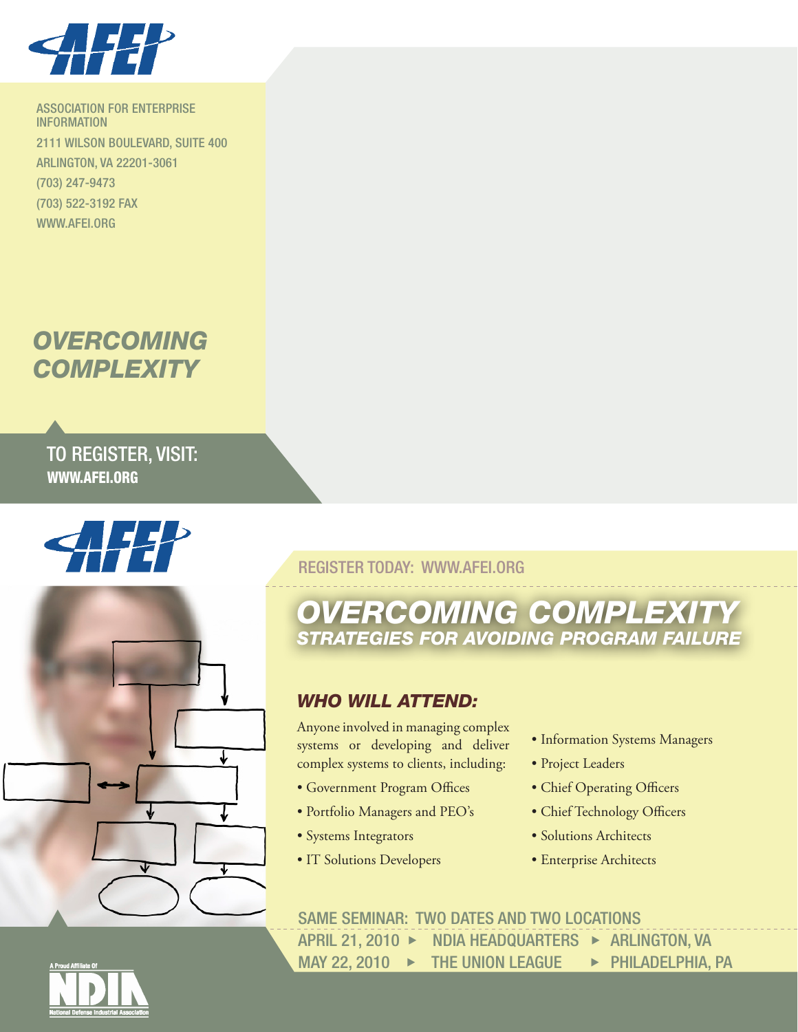AFEI

ASSOCIATION FOR ENTERPRISE INFORMATION
2111 WILSON BOULEVARD, SUITE 400
ARLINGTON, VA 22201-3061
(703) 247-9473
(703) 522-3192 FAX
WWW.AFEI.ORG

*OVERCOMING COMPLEXITY*

TO REGISTER, VISIT:
**WWW.AFEI.ORG**

AFEI

REGISTER TODAY: WWW.AFEI.ORG

# *OVERCOMING COMPLEXITY*

## *STRATEGIES FOR AVOIDING PROGRAM FAILURE*

### *WHO WILL ATTEND:*

Anyone involved in managing complex systems or developing and deliver complex systems to clients, including:

- Government Program Offices
- Portfolio Managers and PEO's
- Systems Integrators
- IT Solutions Developers
- Information Systems Managers
- Project Leaders
- Chief Operating Officers
- Chief Technology Officers
- Solutions Architects
- Enterprise Architects

SAME SEMINAR: TWO DATES AND TWO LOCATIONS

APRIL 21, 2010 ► NDIA HEADQUARTERS ► ARLINGTON, VA
MAY 22, 2010 ► THE UNION LEAGUE ► PHILADELPHIA, PA

A Proud Affiliate Of
NDIA
National Defense Industrial Association